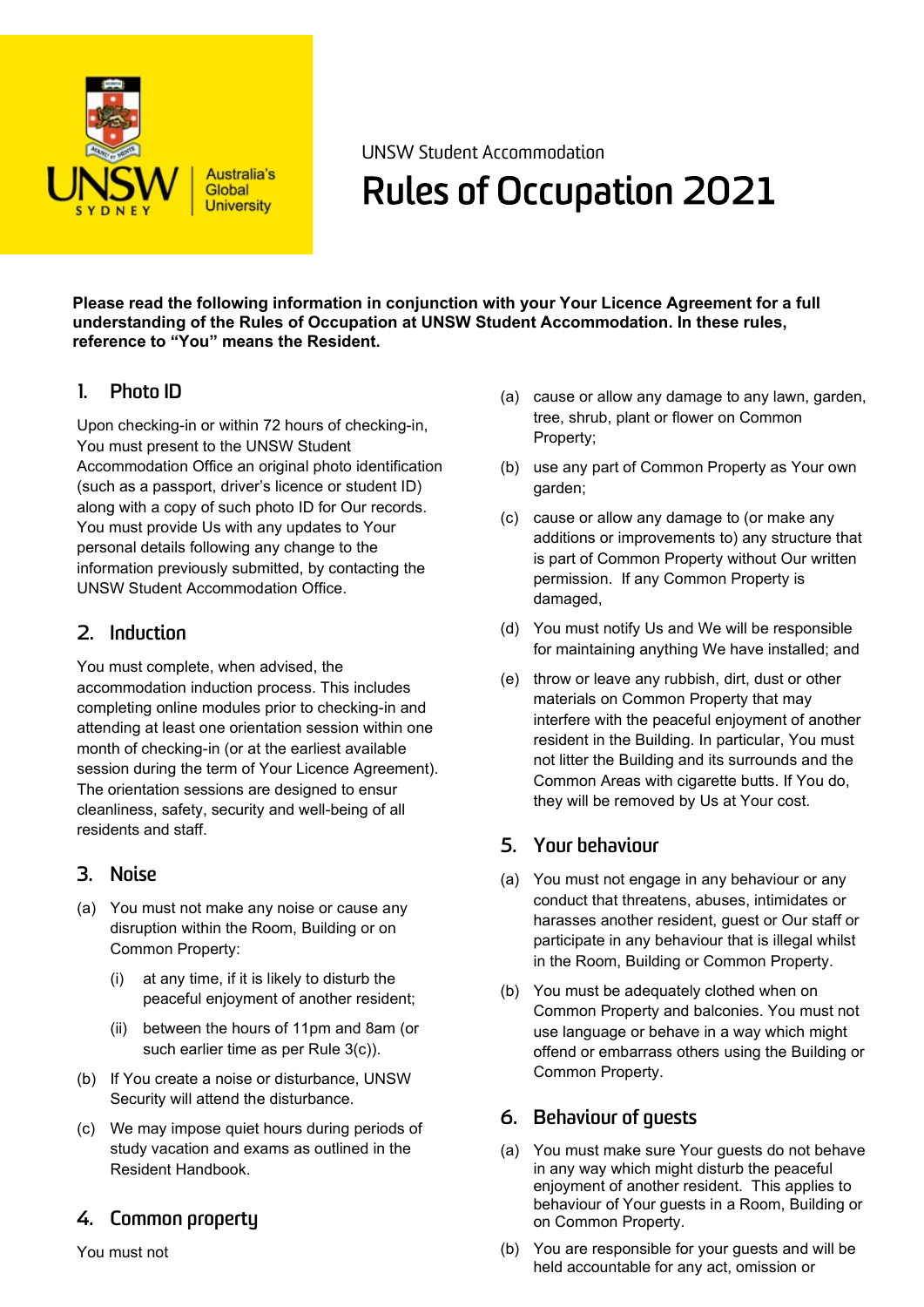UNSW Student Accommodation

# Rules of Occupation 2021

**Please read the following information in conjunction with your Your Licence Agreement for a full understanding of the Rules of Occupation at UNSW Student Accommodation. In these rules, reference to "You" means the Resident.**

## 1. Photo ID

Upon checking-in or within 72 hours of checking-in, You must present to the UNSW Student Accommodation Office an original photo identification (such as a passport, driver's licence or student ID) along with a copy of such photo ID for Our records. You must provide Us with any updates to Your personal details following any change to the information previously submitted, by contacting the UNSW Student Accommodation Office.

## 2. Induction

You must complete, when advised, the accommodation induction process. This includes completing online modules prior to checking-in and attending at least one orientation session within one month of checking-in (or at the earliest available session during the term of Your Licence Agreement). The orientation sessions are designed to ensur cleanliness, safety, security and well-being of all residents and staff.

## 3. Noise

(a) You must not make any noise or cause any disruption within the Room, Building or on Common Property:

  (i) at any time, if it is likely to disturb the peaceful enjoyment of another resident;

  (ii) between the hours of 11pm and 8am (or such earlier time as per Rule 3(c)).

(b) If You create a noise or disturbance, UNSW Security will attend the disturbance.

(c) We may impose quiet hours during periods of study vacation and exams as outlined in the Resident Handbook.

## 4. Common property

You must not

(a) cause or allow any damage to any lawn, garden, tree, shrub, plant or flower on Common Property;

(b) use any part of Common Property as Your own garden;

(c) cause or allow any damage to (or make any additions or improvements to) any structure that is part of Common Property without Our written permission. If any Common Property is damaged,

(d) You must notify Us and We will be responsible for maintaining anything We have installed; and

(e) throw or leave any rubbish, dirt, dust or other materials on Common Property that may interfere with the peaceful enjoyment of another resident in the Building. In particular, You must not litter the Building and its surrounds and the Common Areas with cigarette butts. If You do, they will be removed by Us at Your cost.

## 5. Your behaviour

(a) You must not engage in any behaviour or any conduct that threatens, abuses, intimidates or harasses another resident, guest or Our staff or participate in any behaviour that is illegal whilst in the Room, Building or Common Property.

(b) You must be adequately clothed when on Common Property and balconies. You must not use language or behave in a way which might offend or embarrass others using the Building or Common Property.

## 6. Behaviour of guests

(a) You must make sure Your guests do not behave in any way which might disturb the peaceful enjoyment of another resident. This applies to behaviour of Your guests in a Room, Building or on Common Property.

(b) You are responsible for your guests and will be held accountable for any act, omission or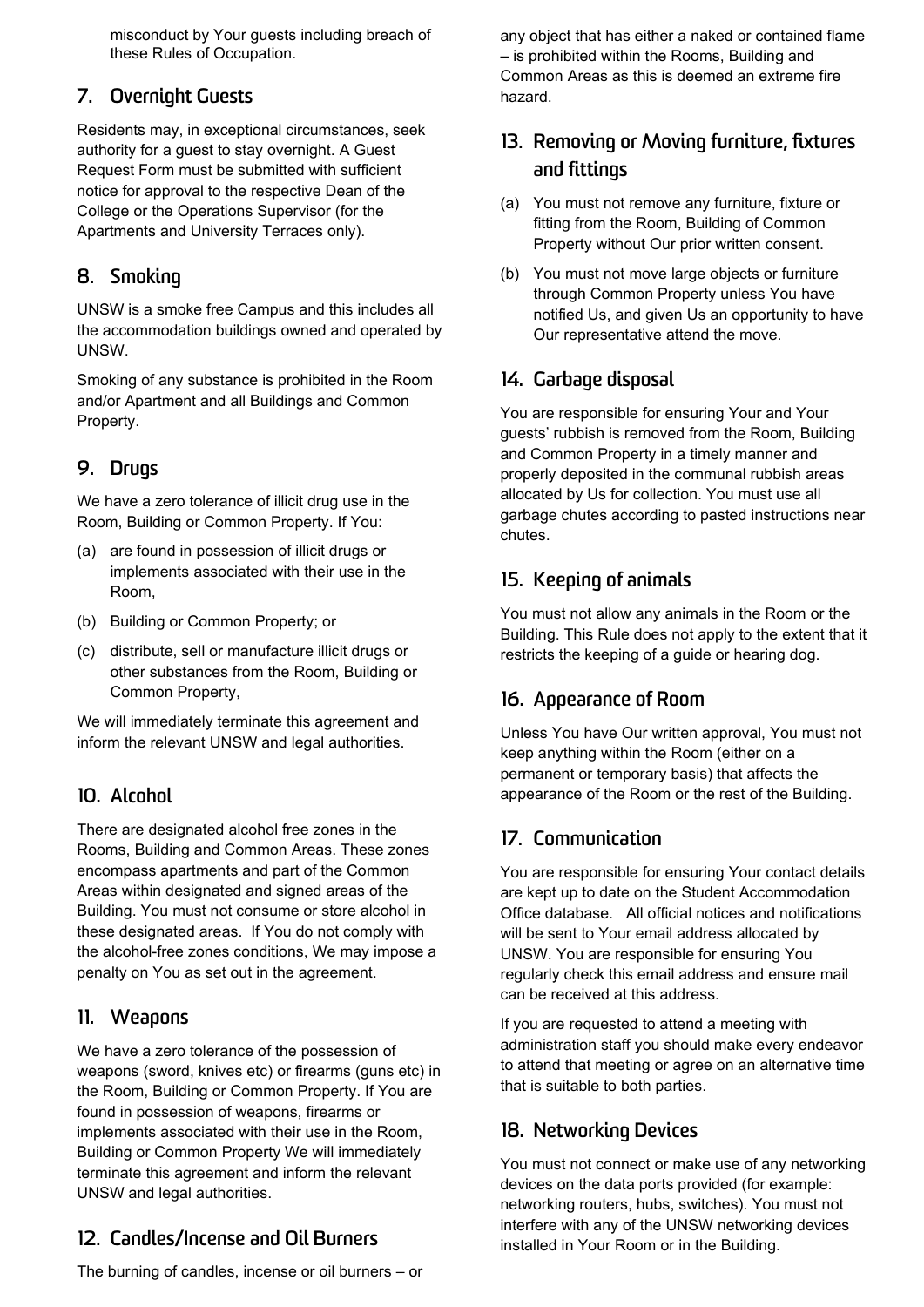misconduct by Your guests including breach of these Rules of Occupation.

## 7. Overnight Guests

Residents may, in exceptional circumstances, seek authority for a guest to stay overnight. A Guest Request Form must be submitted with sufficient notice for approval to the respective Dean of the College or the Operations Supervisor (for the Apartments and University Terraces only).

## 8. Smoking

UNSW is a smoke free Campus and this includes all the accommodation buildings owned and operated by UNSW.

Smoking of any substance is prohibited in the Room and/or Apartment and all Buildings and Common Property.

## 9. Drugs

We have a zero tolerance of illicit drug use in the Room, Building or Common Property. If You:

(a) are found in possession of illicit drugs or implements associated with their use in the Room,

(b) Building or Common Property; or

(c) distribute, sell or manufacture illicit drugs or other substances from the Room, Building or Common Property,

We will immediately terminate this agreement and inform the relevant UNSW and legal authorities.

## 10. Alcohol

There are designated alcohol free zones in the Rooms, Building and Common Areas. These zones encompass apartments and part of the Common Areas within designated and signed areas of the Building. You must not consume or store alcohol in these designated areas. If You do not comply with the alcohol-free zones conditions, We may impose a penalty on You as set out in the agreement.

## 11. Weapons

We have a zero tolerance of the possession of weapons (sword, knives etc) or firearms (guns etc) in the Room, Building or Common Property. If You are found in possession of weapons, firearms or implements associated with their use in the Room, Building or Common Property We will immediately terminate this agreement and inform the relevant UNSW and legal authorities.

## 12. Candles/Incense and Oil Burners

The burning of candles, incense or oil burners – or any object that has either a naked or contained flame – is prohibited within the Rooms, Building and Common Areas as this is deemed an extreme fire hazard.

## 13. Removing or Moving furniture, fixtures and fittings

(a) You must not remove any furniture, fixture or fitting from the Room, Building of Common Property without Our prior written consent.

(b) You must not move large objects or furniture through Common Property unless You have notified Us, and given Us an opportunity to have Our representative attend the move.

## 14. Garbage disposal

You are responsible for ensuring Your and Your guests' rubbish is removed from the Room, Building and Common Property in a timely manner and properly deposited in the communal rubbish areas allocated by Us for collection. You must use all garbage chutes according to pasted instructions near chutes.

## 15. Keeping of animals

You must not allow any animals in the Room or the Building. This Rule does not apply to the extent that it restricts the keeping of a guide or hearing dog.

## 16. Appearance of Room

Unless You have Our written approval, You must not keep anything within the Room (either on a permanent or temporary basis) that affects the appearance of the Room or the rest of the Building.

## 17. Communication

You are responsible for ensuring Your contact details are kept up to date on the Student Accommodation Office database. All official notices and notifications will be sent to Your email address allocated by UNSW. You are responsible for ensuring You regularly check this email address and ensure mail can be received at this address.

If you are requested to attend a meeting with administration staff you should make every endeavor to attend that meeting or agree on an alternative time that is suitable to both parties.

## 18. Networking Devices

You must not connect or make use of any networking devices on the data ports provided (for example: networking routers, hubs, switches). You must not interfere with any of the UNSW networking devices installed in Your Room or in the Building.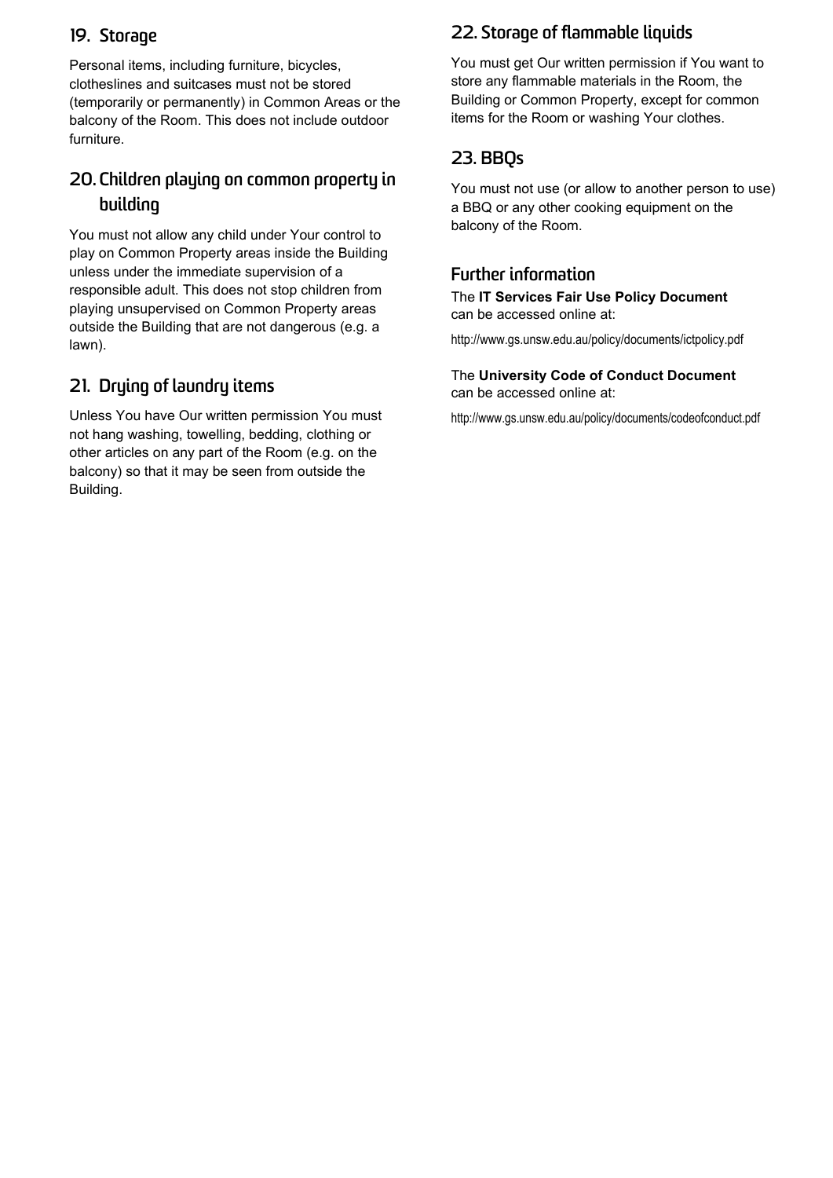## 19. Storage

Personal items, including furniture, bicycles, clotheslines and suitcases must not be stored (temporarily or permanently) in Common Areas or the balcony of the Room. This does not include outdoor furniture.

## 20. Children playing on common property in building

You must not allow any child under Your control to play on Common Property areas inside the Building unless under the immediate supervision of a responsible adult. This does not stop children from playing unsupervised on Common Property areas outside the Building that are not dangerous (e.g. a lawn).

## 21. Drying of laundry items

Unless You have Our written permission You must not hang washing, towelling, bedding, clothing or other articles on any part of the Room (e.g. on the balcony) so that it may be seen from outside the Building.

## 22. Storage of flammable liquids

You must get Our written permission if You want to store any flammable materials in the Room, the Building or Common Property, except for common items for the Room or washing Your clothes.

## 23. BBQs

You must not use (or allow to another person to use) a BBQ or any other cooking equipment on the balcony of the Room.

## Further information

The **IT Services Fair Use Policy Document** can be accessed online at:

http://www.gs.unsw.edu.au/policy/documents/ictpolicy.pdf

The **University Code of Conduct Document** can be accessed online at:

http://www.gs.unsw.edu.au/policy/documents/codeofconduct.pdf